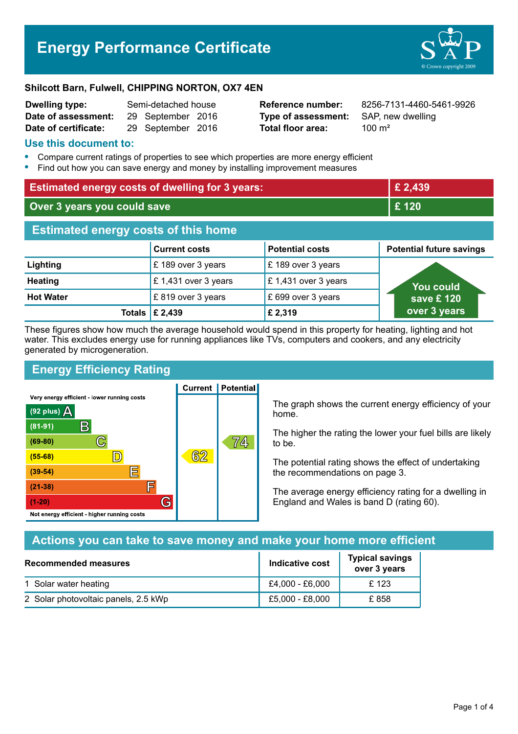# Energy Performance Certificate

**Shilcott Barn, Fulwell, CHIPPING NORTON, OX7 4EN**

| | | | |
|---|---|---|---|
| **Dwelling type:** | Semi-detached house | **Reference number:** | 8256-7131-4460-5461-9926 |
| **Date of assessment:** | 29 September 2016 | **Type of assessment:** | SAP, new dwelling |
| **Date of certificate:** | 29 September 2016 | **Total floor area:** | 100 m² |

## Use this document to:

- Compare current ratings of properties to see which properties are more energy efficient
- Find out how you can save energy and money by installing improvement measures

| | |
|---|---|
| **Estimated energy costs of dwelling for 3 years:** | **£ 2,439** |
| **Over 3 years you could save** | **£ 120** |

## Estimated energy costs of this home

| | Current costs | Potential costs | Potential future savings |
|---|---|---|---|
| **Lighting** | £ 189 over 3 years | £ 189 over 3 years | You could save £ 120 over 3 years |
| **Heating** | £ 1,431 over 3 years | £ 1,431 over 3 years | |
| **Hot Water** | £ 819 over 3 years | £ 699 over 3 years | |
| **Totals** | **£ 2,439** | **£ 2,319** | |

These figures show how much the average household would spend in this property for heating, lighting and hot water. This excludes energy use for running appliances like TVs, computers and cookers, and any electricity generated by microgeneration.

## Energy Efficiency Rating

| Rating band | Current | Potential |
|---|---|---|
| Very energy efficient - lower running costs | | |
| (92 plus) A | | |
| (81-91) B | | |
| (69-80) C | | 74 |
| (55-68) D | 62 | |
| (39-54) E | | |
| (21-38) F | | |
| (1-20) G | | |
| Not energy efficient - higher running costs | | |

The graph shows the current energy efficiency of your home.

The higher the rating the lower your fuel bills are likely to be.

The potential rating shows the effect of undertaking the recommendations on page 3.

The average energy efficiency rating for a dwelling in England and Wales is band D (rating 60).

## Actions you can take to save money and make your home more efficient

| Recommended measures | Indicative cost | Typical savings over 3 years |
|---|---|---|
| 1 Solar water heating | £4,000 - £6,000 | £ 123 |
| 2 Solar photovoltaic panels, 2.5 kWp | £5,000 - £8,000 | £ 858 |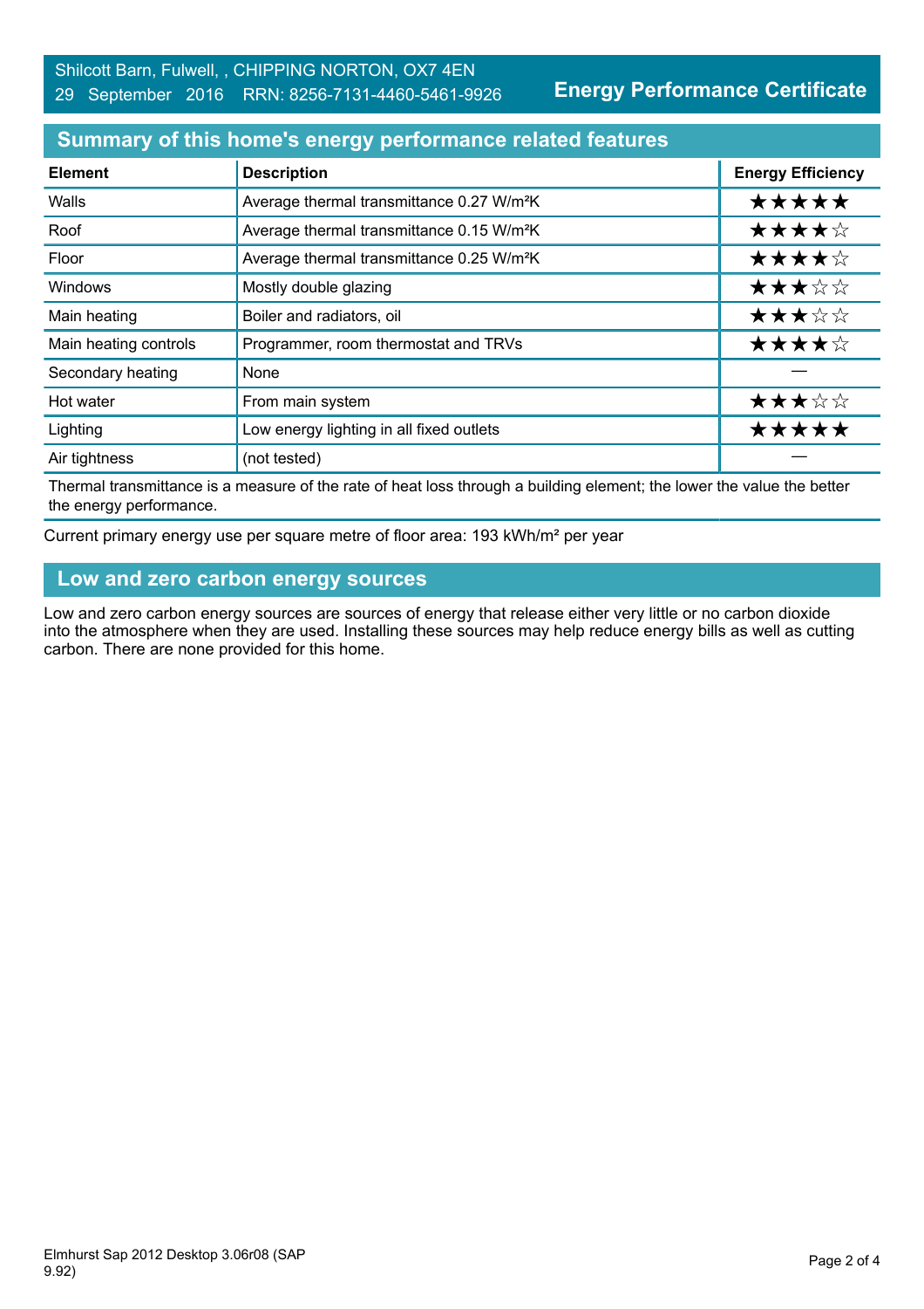Shilcott Barn, Fulwell, , CHIPPING NORTON, OX7 4EN
29 September 2016 RRN: 8256-7131-4460-5461-9926

**Energy Performance Certificate**

## Summary of this home's energy performance related features

| Element | Description | Energy Efficiency |
|---|---|---|
| Walls | Average thermal transmittance 0.27 W/m²K | ★★★★★ |
| Roof | Average thermal transmittance 0.15 W/m²K | ★★★★☆ |
| Floor | Average thermal transmittance 0.25 W/m²K | ★★★★☆ |
| Windows | Mostly double glazing | ★★★☆☆ |
| Main heating | Boiler and radiators, oil | ★★★☆☆ |
| Main heating controls | Programmer, room thermostat and TRVs | ★★★★☆ |
| Secondary heating | None | — |
| Hot water | From main system | ★★★☆☆ |
| Lighting | Low energy lighting in all fixed outlets | ★★★★★ |
| Air tightness | (not tested) | — |

Thermal transmittance is a measure of the rate of heat loss through a building element; the lower the value the better the energy performance.

Current primary energy use per square metre of floor area: 193 kWh/m² per year

## Low and zero carbon energy sources

Low and zero carbon energy sources are sources of energy that release either very little or no carbon dioxide into the atmosphere when they are used. Installing these sources may help reduce energy bills as well as cutting carbon. There are none provided for this home.

Elmhurst Sap 2012 Desktop 3.06r08 (SAP 9.92)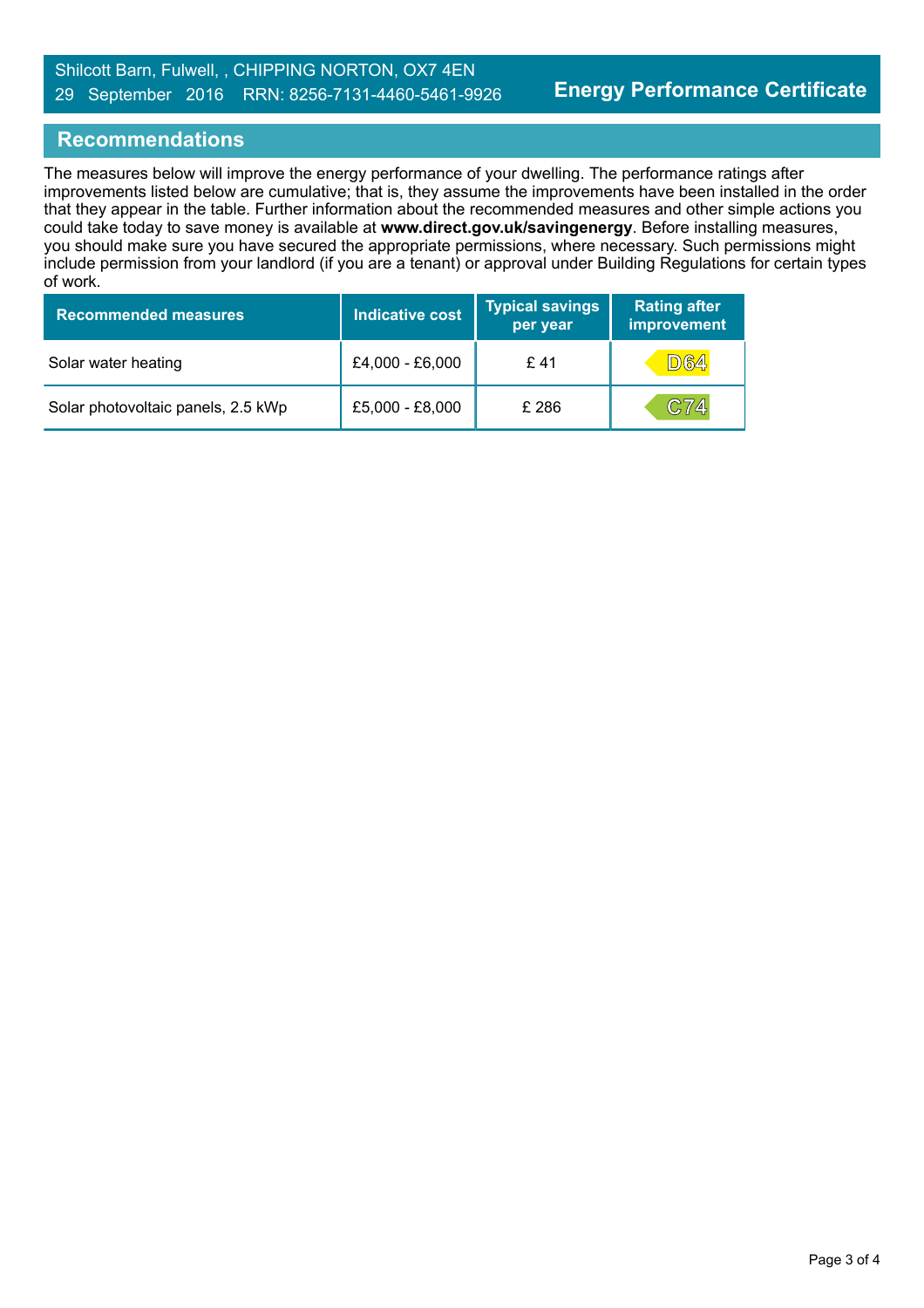## Recommendations

The measures below will improve the energy performance of your dwelling. The performance ratings after improvements listed below are cumulative; that is, they assume the improvements have been installed in the order that they appear in the table. Further information about the recommended measures and other simple actions you could take today to save money is available at **www.direct.gov.uk/savingenergy**. Before installing measures, you should make sure you have secured the appropriate permissions, where necessary. Such permissions might include permission from your landlord (if you are a tenant) or approval under Building Regulations for certain types of work.

| Recommended measures | Indicative cost | Typical savings per year | Rating after improvement |
|---|---|---|---|
| Solar water heating | £4,000 - £6,000 | £ 41 | D64 |
| Solar photovoltaic panels, 2.5 kWp | £5,000 - £8,000 | £ 286 | C74 |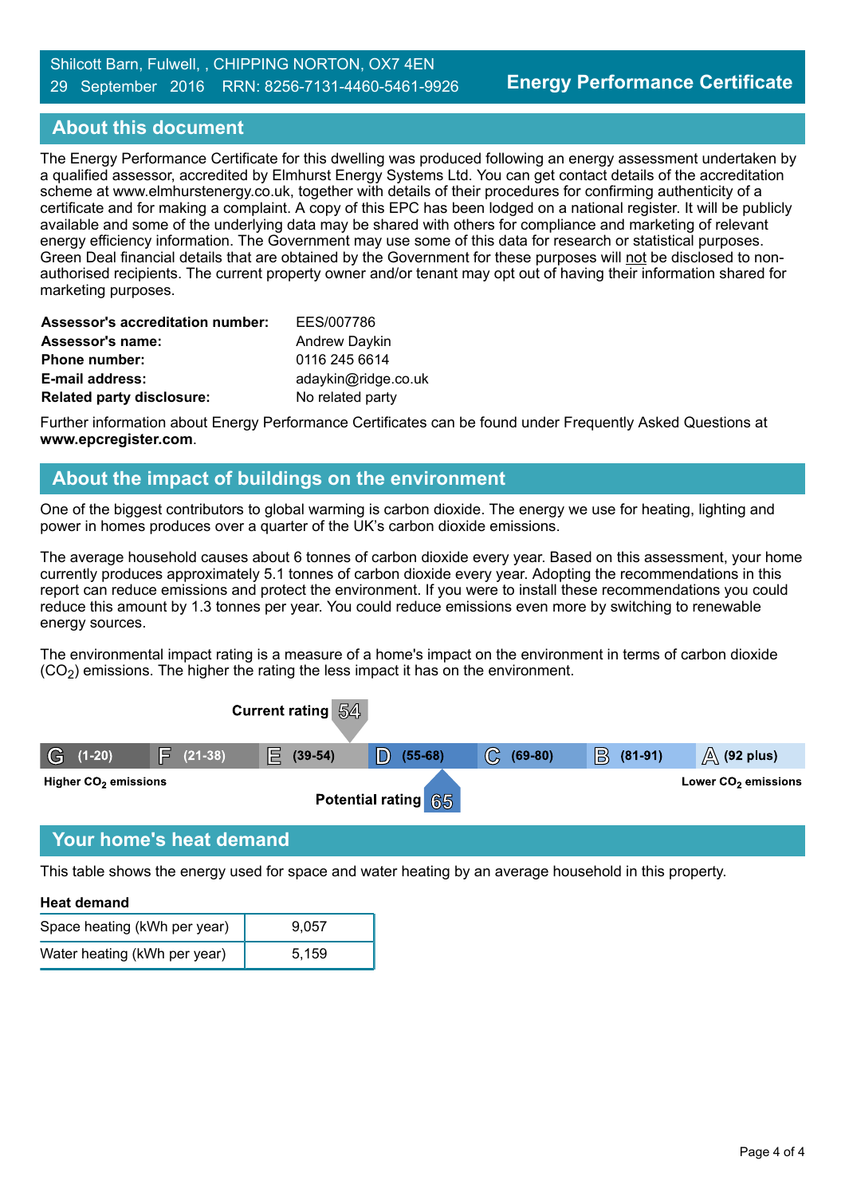Shilcott Barn, Fulwell, , CHIPPING NORTON, OX7 4EN
29 September 2016 RRN: 8256-7131-4460-5461-9926

**Energy Performance Certificate**

## About this document

The Energy Performance Certificate for this dwelling was produced following an energy assessment undertaken by a qualified assessor, accredited by Elmhurst Energy Systems Ltd. You can get contact details of the accreditation scheme at www.elmhurstenergy.co.uk, together with details of their procedures for confirming authenticity of a certificate and for making a complaint. A copy of this EPC has been lodged on a national register. It will be publicly available and some of the underlying data may be shared with others for compliance and marketing of relevant energy efficiency information. The Government may use some of this data for research or statistical purposes. Green Deal financial details that are obtained by the Government for these purposes will not be disclosed to non-authorised recipients. The current property owner and/or tenant may opt out of having their information shared for marketing purposes.

| | |
|---|---|
| **Assessor's accreditation number:** | EES/007786 |
| **Assessor's name:** | Andrew Daykin |
| **Phone number:** | 0116 245 6614 |
| **E-mail address:** | adaykin@ridge.co.uk |
| **Related party disclosure:** | No related party |

Further information about Energy Performance Certificates can be found under Frequently Asked Questions at **www.epcregister.com**.

## About the impact of buildings on the environment

One of the biggest contributors to global warming is carbon dioxide. The energy we use for heating, lighting and power in homes produces over a quarter of the UK's carbon dioxide emissions.

The average household causes about 6 tonnes of carbon dioxide every year. Based on this assessment, your home currently produces approximately 5.1 tonnes of carbon dioxide every year. Adopting the recommendations in this report can reduce emissions and protect the environment. If you were to install these recommendations you could reduce this amount by 1.3 tonnes per year. You could reduce emissions even more by switching to renewable energy sources.

The environmental impact rating is a measure of a home's impact on the environment in terms of carbon dioxide ($CO_2$) emissions. The higher the rating the less impact it has on the environment.

Current rating 54

G (1-20) F (21-38) E (39-54) D (55-68) C (69-80) B (81-91) A (92 plus)

Higher $CO_2$ emissions

Lower $CO_2$ emissions

Potential rating 65

## Your home's heat demand

This table shows the energy used for space and water heating by an average household in this property.

**Heat demand**

| | |
|---|---|
| Space heating (kWh per year) | 9,057 |
| Water heating (kWh per year) | 5,159 |